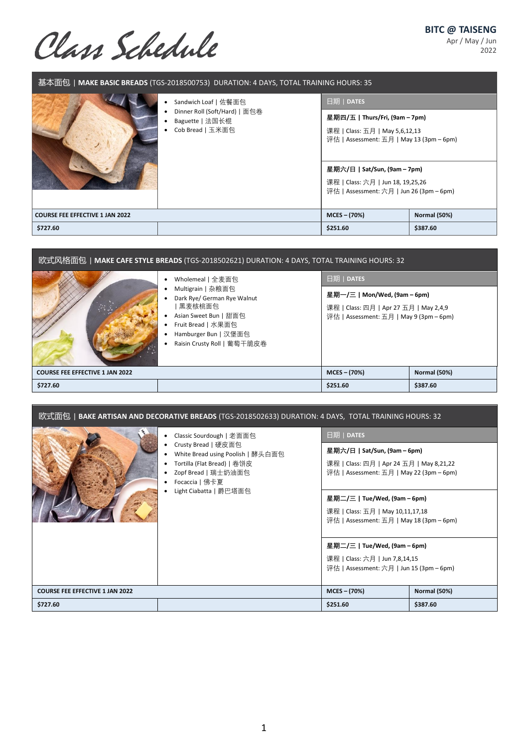# Class Schedule

**BITC @ TAISENG**
Apr / May / Jun
2022

## 基本面包 | MAKE BASIC BREADS (TGS-2018500753) DURATION: 4 DAYS, TOTAL TRAINING HOURS: 35

- Sandwich Loaf | 佐餐面包
- Dinner Roll (Soft/Hard) | 面包卷
- Baguette | 法国长棍
- Cob Bread | 玉米面包

**日期 | DATES**

**星期四/五 | Thurs/Fri, (9am – 7pm)**
课程 | Class: 五月 | May 5,6,12,13
评估 | Assessment: 五月 | May 13 (3pm – 6pm)

**星期六/日 | Sat/Sun, (9am – 7pm)**
课程 | Class: 六月 | Jun 18, 19,25,26
评估 | Assessment: 六月 | Jun 26 (3pm – 6pm)

| COURSE FEE EFFECTIVE 1 JAN 2022 | | MCES – (70%) | Normal (50%) |
|---|---|---|---|
| $727.60 | | $251.60 | $387.60 |

## 欧式风格面包 | MAKE CAFE STYLE BREADS (TGS-2018502621) DURATION: 4 DAYS, TOTAL TRAINING HOURS: 32

- Wholemeal | 全麦面包
- Multigrain | 杂粮面包
- Dark Rye/ German Rye Walnut | 黑麦核桃面包
- Asian Sweet Bun | 甜面包
- Fruit Bread | 水果面包
- Hamburger Bun | 汉堡面包
- Raisin Crusty Roll | 葡萄干脆皮卷

**日期 | DATES**

**星期一/三 | Mon/Wed, (9am – 6pm)**
课程 | Class: 四月 | Apr 27 五月 | May 2,4,9
评估 | Assessment: 五月 | May 9 (3pm – 6pm)

| COURSE FEE EFFECTIVE 1 JAN 2022 | | MCES – (70%) | Normal (50%) |
|---|---|---|---|
| $727.60 | | $251.60 | $387.60 |

## 欧式面包 | BAKE ARTISAN AND DECORATIVE BREADS (TGS-2018502633) DURATION: 4 DAYS, TOTAL TRAINING HOURS: 32

- Classic Sourdough | 老面面包
- Crusty Bread | 硬皮面包
- White Bread using Poolish | 酵头白面包
- Tortilla (Flat Bread) | 卷饼皮
- Zopf Bread | 瑞士奶油面包
- Focaccia | 佛卡夏
- Light Ciabatta | 爵巴塔面包

**日期 | DATES**

**星期六/日 | Sat/Sun, (9am – 6pm)**
课程 | Class: 四月 | Apr 24 五月 | May 8,21,22
评估 | Assessment: 五月 | May 22 (3pm – 6pm)

**星期二/三 | Tue/Wed, (9am – 6pm)**
课程 | Class: 五月 | May 10,11,17,18
评估 | Assessment: 五月 | May 18 (3pm – 6pm)

**星期二/三 | Tue/Wed, (9am – 6pm)**
课程 | Class: 六月 | Jun 7,8,14,15
评估 | Assessment: 六月 | Jun 15 (3pm – 6pm)

| COURSE FEE EFFECTIVE 1 JAN 2022 | | MCES – (70%) | Normal (50%) |
|---|---|---|---|
| $727.60 | | $251.60 | $387.60 |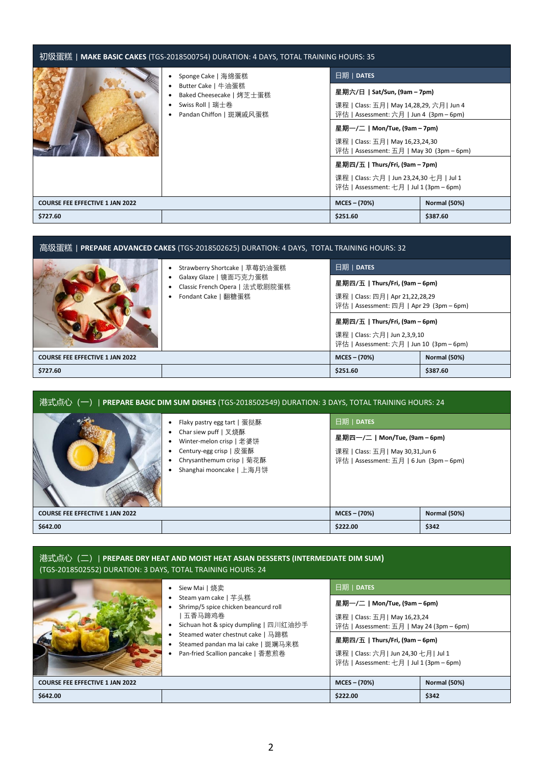## 初级蛋糕 | MAKE BASIC CAKES (TGS-2018500754) DURATION: 4 DAYS, TOTAL TRAINING HOURS: 35

- Sponge Cake | 海绵蛋糕
- Butter Cake | 牛油蛋糕
- Baked Cheesecake | 烤芝士蛋糕
- Swiss Roll | 瑞士卷
- Pandan Chiffon | 斑斓戚风蛋糕

**日期 | DATES**

**星期六/日 | Sat/Sun, (9am – 7pm)**

课程 | Class: 五月 | May 14,28,29, 六月 | Jun 4
评估 | Assessment: 六月 | Jun 4 (3pm – 6pm)

**星期一/二 | Mon/Tue, (9am – 7pm)**

课程 | Class: 五月 | May 16,23,24,30
评估 | Assessment: 五月 | May 30 (3pm – 6pm)

**星期四/五 | Thurs/Fri, (9am – 7pm)**

课程 | Class: 六月 | Jun 23,24,30 七月 | Jul 1
评估 | Assessment: 七月 | Jul 1 (3pm – 6pm)

| COURSE FEE EFFECTIVE 1 JAN 2022 | MCES – (70%) | Normal (50%) |
|---|---|---|
| $727.60 | $251.60 | $387.60 |

## 高级蛋糕 | PREPARE ADVANCED CAKES (TGS-2018502625) DURATION: 4 DAYS, TOTAL TRAINING HOURS: 32

- Strawberry Shortcake | 草莓奶油蛋糕
- Galaxy Glaze | 镜面巧克力蛋糕
- Classic French Opera | 法式歌剧院蛋糕
- Fondant Cake | 翻糖蛋糕

**日期 | DATES**

**星期四/五 | Thurs/Fri, (9am – 6pm)**

课程 | Class: 四月 | Apr 21,22,28,29
评估 | Assessment: 四月 | Apr 29 (3pm – 6pm)

**星期四/五 | Thurs/Fri, (9am – 6pm)**

课程 | Class: 六月 | Jun 2,3,9,10
评估 | Assessment: 六月 | Jun 10 (3pm – 6pm)

| COURSE FEE EFFECTIVE 1 JAN 2022 | MCES – (70%) | Normal (50%) |
|---|---|---|
| $727.60 | $251.60 | $387.60 |

## 港式点心（一）| PREPARE BASIC DIM SUM DISHES (TGS-2018502549) DURATION: 3 DAYS, TOTAL TRAINING HOURS: 24

- Flaky pastry egg tart | 蛋挞酥
- Char siew puff | 叉烧酥
- Winter-melon crisp | 老婆饼
- Century-egg crisp | 皮蛋酥
- Chrysanthemum crisp | 菊花酥
- Shanghai mooncake | 上海月饼

**日期 | DATES**

**星期一/二 | Mon/Tue, (9am – 6pm)**

课程 | Class: 五月 | May 30,31,Jun 6
评估 | Assessment: 五月 | 6 Jun (3pm – 6pm)

| COURSE FEE EFFECTIVE 1 JAN 2022 | MCES – (70%) | Normal (50%) |
|---|---|---|
| $642.00 | $222.00 | $342 |

## 港式点心（二）| PREPARE DRY HEAT AND MOIST HEAT ASIAN DESSERTS (INTERMEDIATE DIM SUM) (TGS-2018502552) DURATION: 3 DAYS, TOTAL TRAINING HOURS: 24

- Siew Mai | 烧卖
- Steam yam cake | 芋头糕
- Shrimp/5 spice chicken beancurd roll | 五香马蹄鸡卷
- Sichuan hot & spicy dumpling | 四川红油抄手
- Steamed water chestnut cake | 马蹄糕
- Steamed pandan ma lai cake | 斑斓马来糕
- Pan-fried Scallion pancake | 香葱煎卷

**日期 | DATES**

**星期一/二 | Mon/Tue, (9am – 6pm)**

课程 | Class: 五月 | May 16,23,24
评估 | Assessment: 五月 | May 24 (3pm – 6pm)

**星期四/五 | Thurs/Fri, (9am – 6pm)**

课程 | Class: 六月 | Jun 24,30 七月 | Jul 1
评估 | Assessment: 七月 | Jul 1 (3pm – 6pm)

| COURSE FEE EFFECTIVE 1 JAN 2022 | MCES – (70%) | Normal (50%) |
|---|---|---|
| $642.00 | $222.00 | $342 |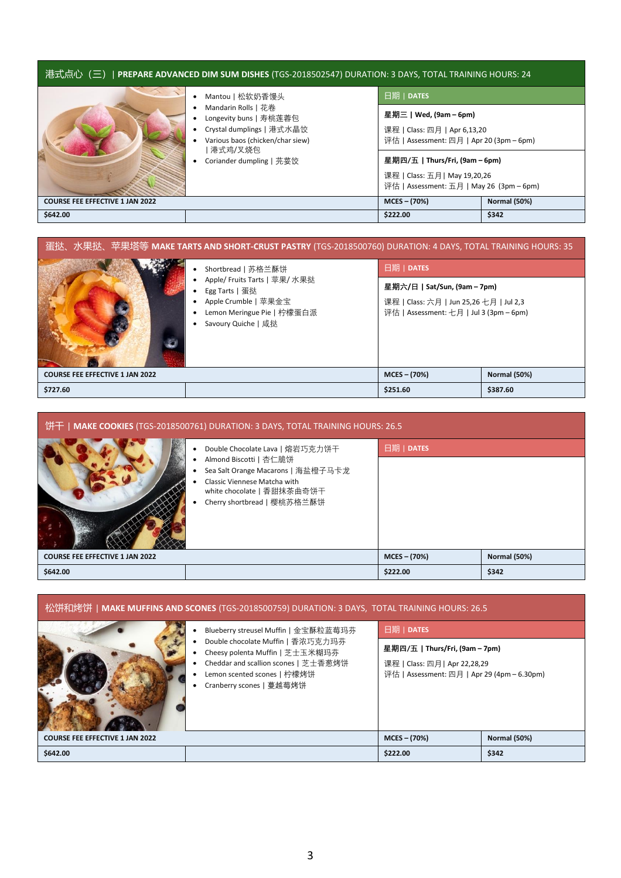## 港式点心（三）| PREPARE ADVANCED DIM SUM DISHES (TGS-2018502547) DURATION: 3 DAYS, TOTAL TRAINING HOURS: 24

- Mantou | 松软奶香馒头
- Mandarin Rolls | 花卷
- Longevity buns | 寿桃莲蓉包
- Crystal dumplings | 港式水晶饺
- Various baos (chicken/char siew) | 港式鸡/叉烧包
- Coriander dumpling | 芫荽饺

**日期 | DATES**

**星期三 | Wed, (9am – 6pm)**

课程 | Class: 四月 | Apr 6,13,20
评估 | Assessment: 四月 | Apr 20 (3pm – 6pm)

**星期四/五 | Thurs/Fri, (9am – 6pm)**

课程 | Class: 五月 | May 19,20,26
评估 | Assessment: 五月 | May 26 (3pm – 6pm)

| COURSE FEE EFFECTIVE 1 JAN 2022 | MCES – (70%) | Normal (50%) |
|---|---|---|
| $642.00 | $222.00 | $342 |

## 蛋挞、水果挞、苹果塔等 MAKE TARTS AND SHORT-CRUST PASTRY (TGS-2018500760) DURATION: 4 DAYS, TOTAL TRAINING HOURS: 35

- Shortbread | 苏格兰酥饼
- Apple/ Fruits Tarts | 苹果/ 水果挞
- Egg Tarts | 蛋挞
- Apple Crumble | 苹果金宝
- Lemon Meringue Pie | 柠檬蛋白派
- Savoury Quiche | 咸挞

**日期 | DATES**

**星期六/日 | Sat/Sun, (9am – 7pm)**

课程 | Class: 六月 | Jun 25,26 七月 | Jul 2,3
评估 | Assessment: 七月 | Jul 3 (3pm – 6pm)

| COURSE FEE EFFECTIVE 1 JAN 2022 | MCES – (70%) | Normal (50%) |
|---|---|---|
| $727.60 | $251.60 | $387.60 |

## 饼干 | MAKE COOKIES (TGS-2018500761) DURATION: 3 DAYS, TOTAL TRAINING HOURS: 26.5

- Double Chocolate Lava | 熔岩巧克力饼干
- Almond Biscotti | 杏仁脆饼
- Sea Salt Orange Macarons | 海盐橙子马卡龙
- Classic Viennese Matcha with white chocolate | 香甜抹茶曲奇饼干
- Cherry shortbread | 樱桃苏格兰酥饼

**日期 | DATES**

| COURSE FEE EFFECTIVE 1 JAN 2022 | MCES – (70%) | Normal (50%) |
|---|---|---|
| $642.00 | $222.00 | $342 |

## 松饼和烤饼 | MAKE MUFFINS AND SCONES (TGS-2018500759) DURATION: 3 DAYS, TOTAL TRAINING HOURS: 26.5

- Blueberry streusel Muffin | 金宝酥粒蓝莓玛芬
- Double chocolate Muffin | 香浓巧克力玛芬
- Cheesy polenta Muffin | 芝士玉米糊玛芬
- Cheddar and scallion scones | 芝士香葱烤饼
- Lemon scented scones | 柠檬烤饼
- Cranberry scones | 蔓越莓烤饼

**日期 | DATES**

**星期四/五 | Thurs/Fri, (9am – 7pm)**

课程 | Class: 四月 | Apr 22,28,29
评估 | Assessment: 四月 | Apr 29 (4pm – 6.30pm)

| COURSE FEE EFFECTIVE 1 JAN 2022 | MCES – (70%) | Normal (50%) |
|---|---|---|
| $642.00 | $222.00 | $342 |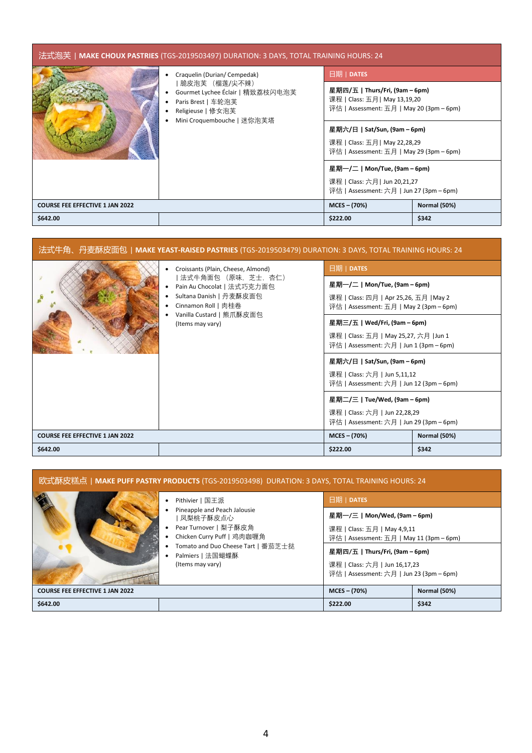## 法式泡芙 | **MAKE CHOUX PASTRIES** (TGS-2019503497) DURATION: 3 DAYS, TOTAL TRAINING HOURS: 24

- Craquelin (Durian/ Cempedak) | 脆皮泡芙 （榴莲/尖不辣）
- Gourmet Lychee Éclair | 精致荔枝闪电泡芙
- Paris Brest | 车轮泡芙
- Religieuse | 修女泡芙
- Mini Croquembouche | 迷你泡芙塔

**日期 | DATES**

**星期四/五 | Thurs/Fri, (9am – 6pm)**
课程 | Class: 五月 | May 13,19,20
评估 | Assessment: 五月 | May 20 (3pm – 6pm)

**星期六/日 | Sat/Sun, (9am – 6pm)**
课程 | Class: 五月 | May 22,28,29
评估 | Assessment: 五月 | May 29 (3pm – 6pm)

**星期一/二 | Mon/Tue, (9am – 6pm)**
课程 | Class: 六月 | Jun 20,21,27
评估 | Assessment: 六月 | Jun 27 (3pm – 6pm)

| COURSE FEE EFFECTIVE 1 JAN 2022 | | MCES – (70%) | Normal (50%) |
|---|---|---|---|
| $642.00 | | $222.00 | $342 |

## 法式牛角、丹麦酥皮面包 | **MAKE YEAST-RAISED PASTRIES** (TGS-2019503479) DURATION: 3 DAYS, TOTAL TRAINING HOURS: 24

- Croissants (Plain, Cheese, Almond) | 法式牛角面包 （原味、芝士、杏仁）
- Pain Au Chocolat | 法式巧克力面包
- Sultana Danish | 丹麦酥皮面包
- Cinnamon Roll | 肉桂卷
- Vanilla Custard | 熊爪酥皮面包

(Items may vary)

**日期 | DATES**

**星期一/二 | Mon/Tue, (9am – 6pm)**
课程 | Class: 四月 | Apr 25,26, 五月 |May 2
评估 | Assessment: 五月 | May 2 (3pm – 6pm)

**星期三/五 | Wed/Fri, (9am – 6pm)**
课程 | Class: 五月 | May 25,27, 六月 |Jun 1
评估 | Assessment: 六月 | Jun 1 (3pm – 6pm)

**星期六/日 | Sat/Sun, (9am – 6pm)**
课程 | Class: 六月 | Jun 5,11,12
评估 | Assessment: 六月 | Jun 12 (3pm – 6pm)

**星期二/三 | Tue/Wed, (9am – 6pm)**
课程 | Class: 六月 | Jun 22,28,29
评估 | Assessment: 六月 | Jun 29 (3pm – 6pm)

| COURSE FEE EFFECTIVE 1 JAN 2022 | | MCES – (70%) | Normal (50%) |
|---|---|---|---|
| $642.00 | | $222.00 | $342 |

## 欧式酥皮糕点 | **MAKE PUFF PASTRY PRODUCTS** (TGS-2019503498) DURATION: 3 DAYS, TOTAL TRAINING HOURS: 24

- Pithivier | 国王派
- Pineapple and Peach Jalousie | 凤梨桃子酥皮点心
- Pear Turnover | 梨子酥皮角
- Chicken Curry Puff | 鸡肉咖喱角
- Tomato and Duo Cheese Tart | 番茄芝士挞
- Palmiers | 法国蝴蝶酥

(Items may vary)

**日期 | DATES**

**星期一/三 | Mon/Wed, (9am – 6pm)**
课程 | Class: 五月 | May 4,9,11
评估 | Assessment: 五月 | May 11 (3pm – 6pm)

**星期四/五 | Thurs/Fri, (9am – 6pm)**
课程 | Class: 六月 | Jun 16,17,23
评估 | Assessment: 六月 | Jun 23 (3pm – 6pm)

| COURSE FEE EFFECTIVE 1 JAN 2022 | | MCES – (70%) | Normal (50%) |
|---|---|---|---|
| $642.00 | | $222.00 | $342 |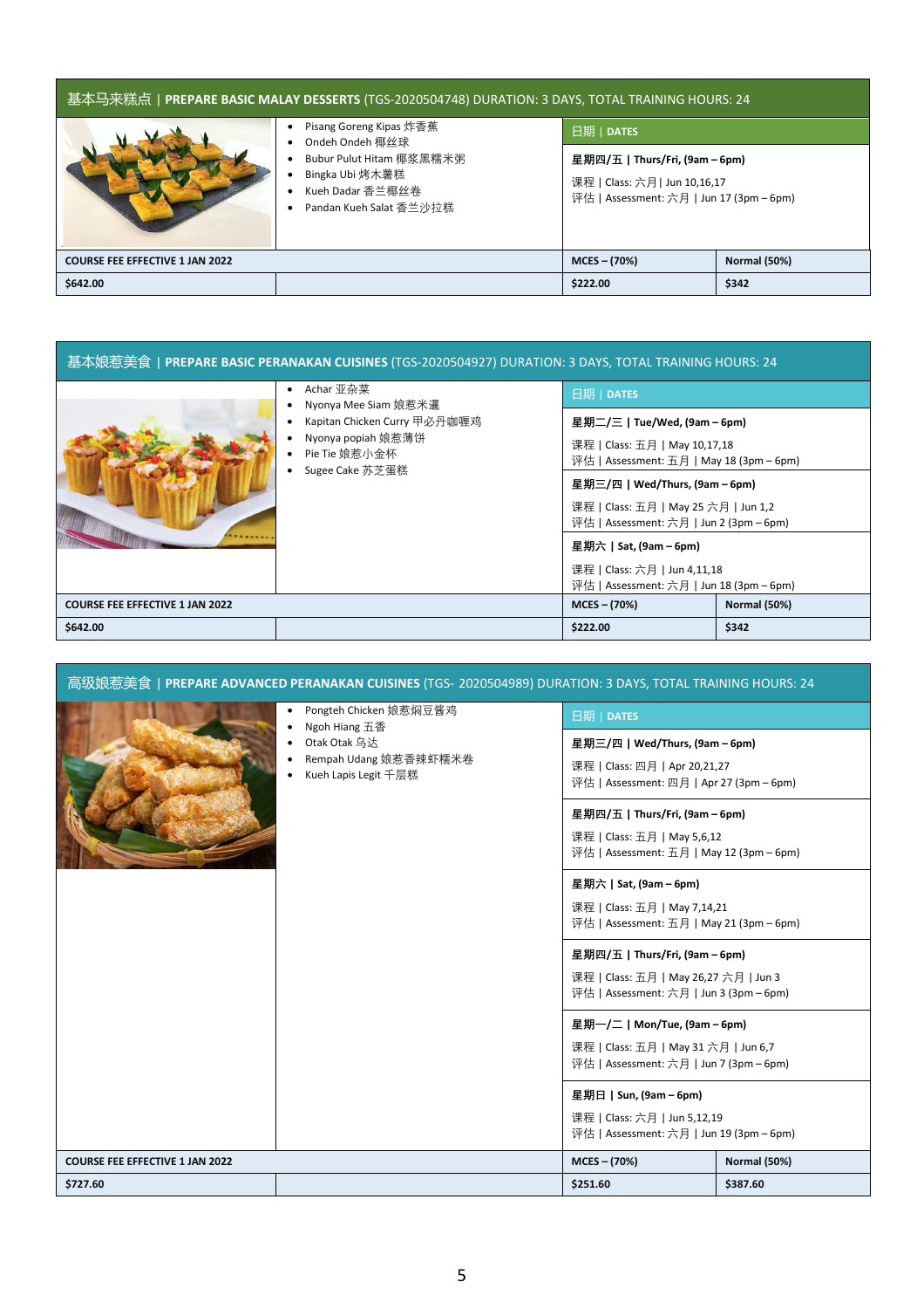## 基本马来糕点 | PREPARE BASIC MALAY DESSERTS (TGS-2020504748) DURATION: 3 DAYS, TOTAL TRAINING HOURS: 24

- Pisang Goreng Kipas 炸香蕉
- Ondeh Ondeh 椰丝球
- Bubur Pulut Hitam 椰浆黑糯米粥
- Bingka Ubi 烤木薯糕
- Kueh Dadar 香兰椰丝卷
- Pandan Kueh Salat 香兰沙拉糕

**日期 | DATES**

**星期四/五 | Thurs/Fri, (9am – 6pm)**
课程 | Class: 六月 | Jun 10,16,17
评估 | Assessment: 六月 | Jun 17 (3pm – 6pm)

| COURSE FEE EFFECTIVE 1 JAN 2022 | | MCES – (70%) | Normal (50%) |
|---|---|---|---|
| $642.00 | | $222.00 | $342 |

## 基本娘惹美食 | PREPARE BASIC PERANAKAN CUISINES (TGS-2020504927) DURATION: 3 DAYS, TOTAL TRAINING HOURS: 24

- Achar 亚杂菜
- Nyonya Mee Siam 娘惹米暹
- Kapitan Chicken Curry 甲必丹咖喱鸡
- Nyonya popiah 娘惹薄饼
- Pie Tie 娘惹小金杯
- Sugee Cake 苏芝蛋糕

**日期 | DATES**

**星期二/三 | Tue/Wed, (9am – 6pm)**
课程 | Class: 五月 | May 10,17,18
评估 | Assessment: 五月 | May 18 (3pm – 6pm)

**星期三/四 | Wed/Thurs, (9am – 6pm)**
课程 | Class: 五月 | May 25 六月 | Jun 1,2
评估 | Assessment: 六月 | Jun 2 (3pm – 6pm)

**星期六 | Sat, (9am – 6pm)**
课程 | Class: 六月 | Jun 4,11,18
评估 | Assessment: 六月 | Jun 18 (3pm – 6pm)

| COURSE FEE EFFECTIVE 1 JAN 2022 | | MCES – (70%) | Normal (50%) |
|---|---|---|---|
| $642.00 | | $222.00 | $342 |

## 高级娘惹美食 | PREPARE ADVANCED PERANAKAN CUISINES (TGS- 2020504989) DURATION: 3 DAYS, TOTAL TRAINING HOURS: 24

- Pongteh Chicken 娘惹焖豆酱鸡
- Ngoh Hiang 五香
- Otak Otak 乌达
- Rempah Udang 娘惹香辣虾糯米卷
- Kueh Lapis Legit 千层糕

**日期 | DATES**

**星期三/四 | Wed/Thurs, (9am – 6pm)**
课程 | Class: 四月 | Apr 20,21,27
评估 | Assessment: 四月 | Apr 27 (3pm – 6pm)

**星期四/五 | Thurs/Fri, (9am – 6pm)**
课程 | Class: 五月 | May 5,6,12
评估 | Assessment: 五月 | May 12 (3pm – 6pm)

**星期六 | Sat, (9am – 6pm)**
课程 | Class: 五月 | May 7,14,21
评估 | Assessment: 五月 | May 21 (3pm – 6pm)

**星期四/五 | Thurs/Fri, (9am – 6pm)**
课程 | Class: 五月 | May 26,27 六月 | Jun 3
评估 | Assessment: 六月 | Jun 3 (3pm – 6pm)

**星期一/二 | Mon/Tue, (9am – 6pm)**
课程 | Class: 五月 | May 31 六月 | Jun 6,7
评估 | Assessment: 六月 | Jun 7 (3pm – 6pm)

**星期日 | Sun, (9am – 6pm)**
课程 | Class: 六月 | Jun 5,12,19
评估 | Assessment: 六月 | Jun 19 (3pm – 6pm)

| COURSE FEE EFFECTIVE 1 JAN 2022 | | MCES – (70%) | Normal (50%) |
|---|---|---|---|
| $727.60 | | $251.60 | $387.60 |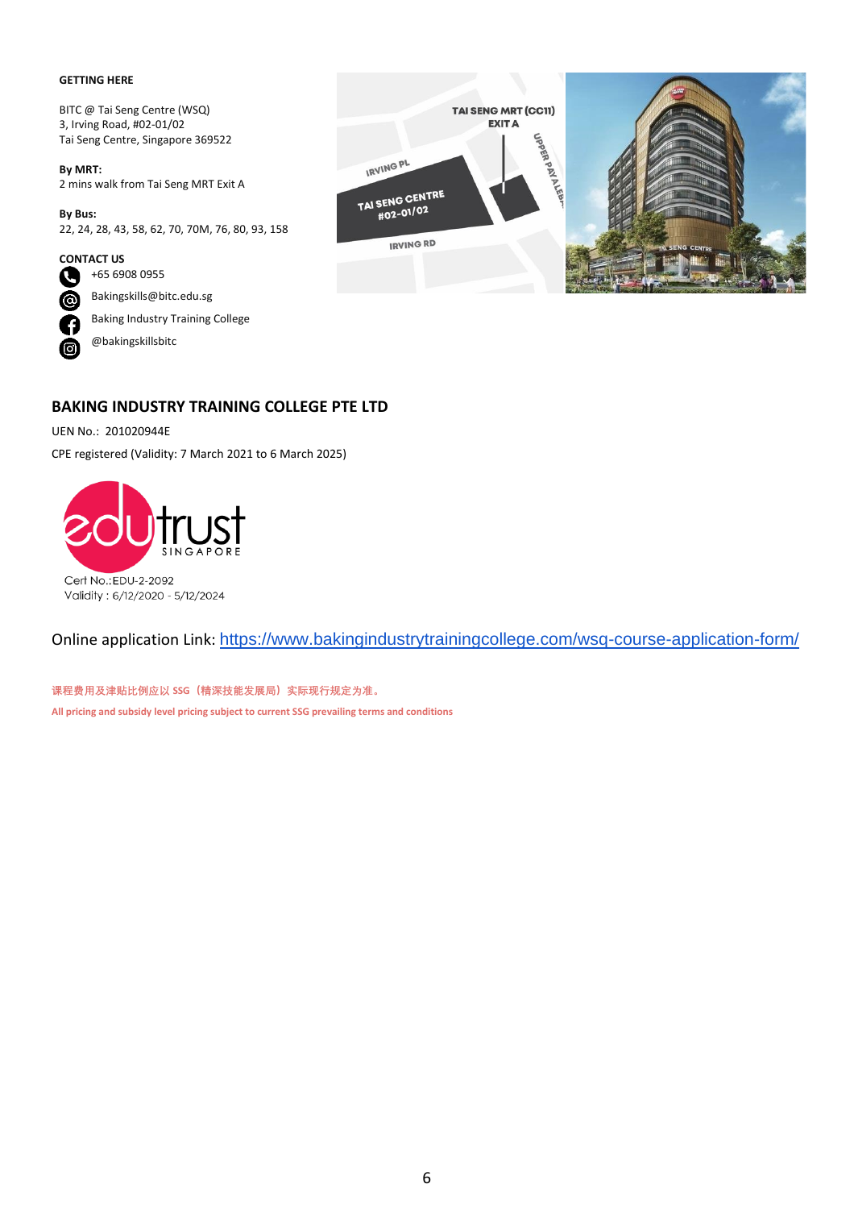**GETTING HERE**

BITC @ Tai Seng Centre (WSQ)
3, Irving Road, #02-01/02
Tai Seng Centre, Singapore 369522

**By MRT:**
2 mins walk from Tai Seng MRT Exit A

**By Bus:**
22, 24, 28, 43, 58, 62, 70, 70M, 76, 80, 93, 158

**CONTACT US**

+65 6908 0955

Bakingskills@bitc.edu.sg

Baking Industry Training College

@bakingskillsbitc

TAI SENG MRT (CC11)
EXIT A

IRVING PL

TAI SENG CENTRE
#02-01/02

IRVING RD

UPPER PAYA LEBAR

## BAKING INDUSTRY TRAINING COLLEGE PTE LTD

UEN No.: 201020944E

CPE registered (Validity: 7 March 2021 to 6 March 2025)

edutrust SINGAPORE

Cert No.:EDU-2-2092
Validity : 6/12/2020 - 5/12/2024

Online application Link: https://www.bakingindustrytrainingcollege.com/wsq-course-application-form/

课程费用及津贴比例应以 SSG（精深技能发展局）实际现行规定为准。

**All pricing and subsidy level pricing subject to current SSG prevailing terms and conditions**